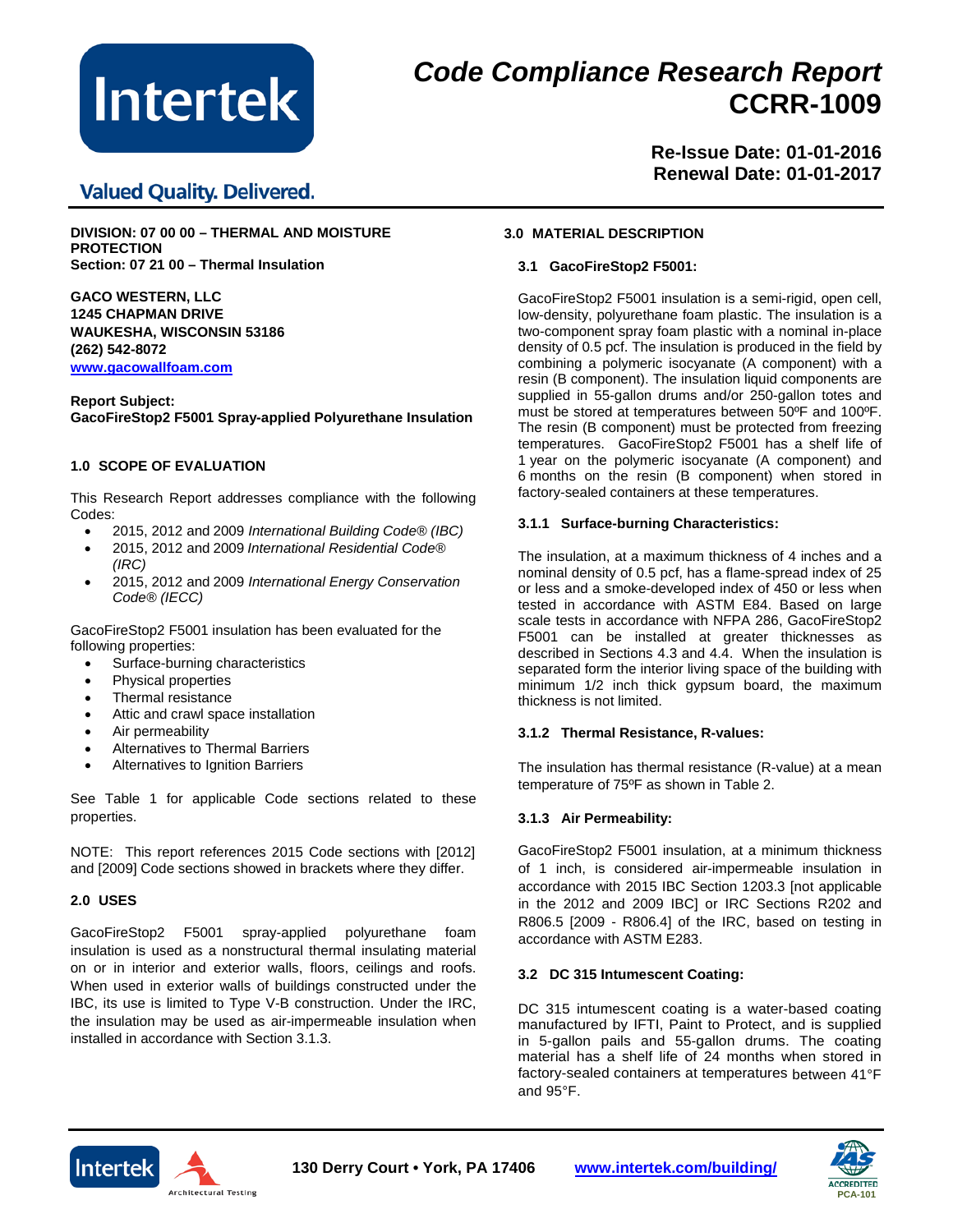# Code Compliance Research Report CCRR-1009

**Re-Issue Date: 01-01-2016**
**Renewal Date: 01-01-2017**

**DIVISION: 07 00 00 – THERMAL AND MOISTURE PROTECTION**
**Section: 07 21 00 – Thermal Insulation**

**GACO WESTERN, LLC**
**1245 CHAPMAN DRIVE**
**WAUKESHA, WISCONSIN 53186**
**(262) 542-8072**
**www.gacowallfoam.com**

**Report Subject:**
**GacoFireStop2 F5001 Spray-applied Polyurethane Insulation**

## 1.0 SCOPE OF EVALUATION

This Research Report addresses compliance with the following Codes:

- 2015, 2012 and 2009 *International Building Code® (IBC)*
- 2015, 2012 and 2009 *International Residential Code® (IRC)*
- 2015, 2012 and 2009 *International Energy Conservation Code® (IECC)*

GacoFireStop2 F5001 insulation has been evaluated for the following properties:

- Surface-burning characteristics
- Physical properties
- Thermal resistance
- Attic and crawl space installation
- Air permeability
- Alternatives to Thermal Barriers
- Alternatives to Ignition Barriers

See Table 1 for applicable Code sections related to these properties.

NOTE: This report references 2015 Code sections with [2012] and [2009] Code sections showed in brackets where they differ.

## 2.0 USES

GacoFireStop2 F5001 spray-applied polyurethane foam insulation is used as a nonstructural thermal insulating material on or in interior and exterior walls, floors, ceilings and roofs. When used in exterior walls of buildings constructed under the IBC, its use is limited to Type V-B construction. Under the IRC, the insulation may be used as air-impermeable insulation when installed in accordance with Section 3.1.3.

## 3.0 MATERIAL DESCRIPTION

### 3.1 GacoFireStop2 F5001:

GacoFireStop2 F5001 insulation is a semi-rigid, open cell, low-density, polyurethane foam plastic. The insulation is a two-component spray foam plastic with a nominal in-place density of 0.5 pcf. The insulation is produced in the field by combining a polymeric isocyanate (A component) with a resin (B component). The insulation liquid components are supplied in 55-gallon drums and/or 250-gallon totes and must be stored at temperatures between 50ºF and 100ºF. The resin (B component) must be protected from freezing temperatures. GacoFireStop2 F5001 has a shelf life of 1 year on the polymeric isocyanate (A component) and 6 months on the resin (B component) when stored in factory-sealed containers at these temperatures.

#### 3.1.1 Surface-burning Characteristics:

The insulation, at a maximum thickness of 4 inches and a nominal density of 0.5 pcf, has a flame-spread index of 25 or less and a smoke-developed index of 450 or less when tested in accordance with ASTM E84. Based on large scale tests in accordance with NFPA 286, GacoFireStop2 F5001 can be installed at greater thicknesses as described in Sections 4.3 and 4.4. When the insulation is separated form the interior living space of the building with minimum 1/2 inch thick gypsum board, the maximum thickness is not limited.

#### 3.1.2 Thermal Resistance, R-values:

The insulation has thermal resistance (R-value) at a mean temperature of 75ºF as shown in Table 2.

#### 3.1.3 Air Permeability:

GacoFireStop2 F5001 insulation, at a minimum thickness of 1 inch, is considered air-impermeable insulation in accordance with 2015 IBC Section 1203.3 [not applicable in the 2012 and 2009 IBC] or IRC Sections R202 and R806.5 [2009 - R806.4] of the IRC, based on testing in accordance with ASTM E283.

### 3.2 DC 315 Intumescent Coating:

DC 315 intumescent coating is a water-based coating manufactured by IFTI, Paint to Protect, and is supplied in 5-gallon pails and 55-gallon drums. The coating material has a shelf life of 24 months when stored in factory-sealed containers at temperatures between 41°F and 95°F.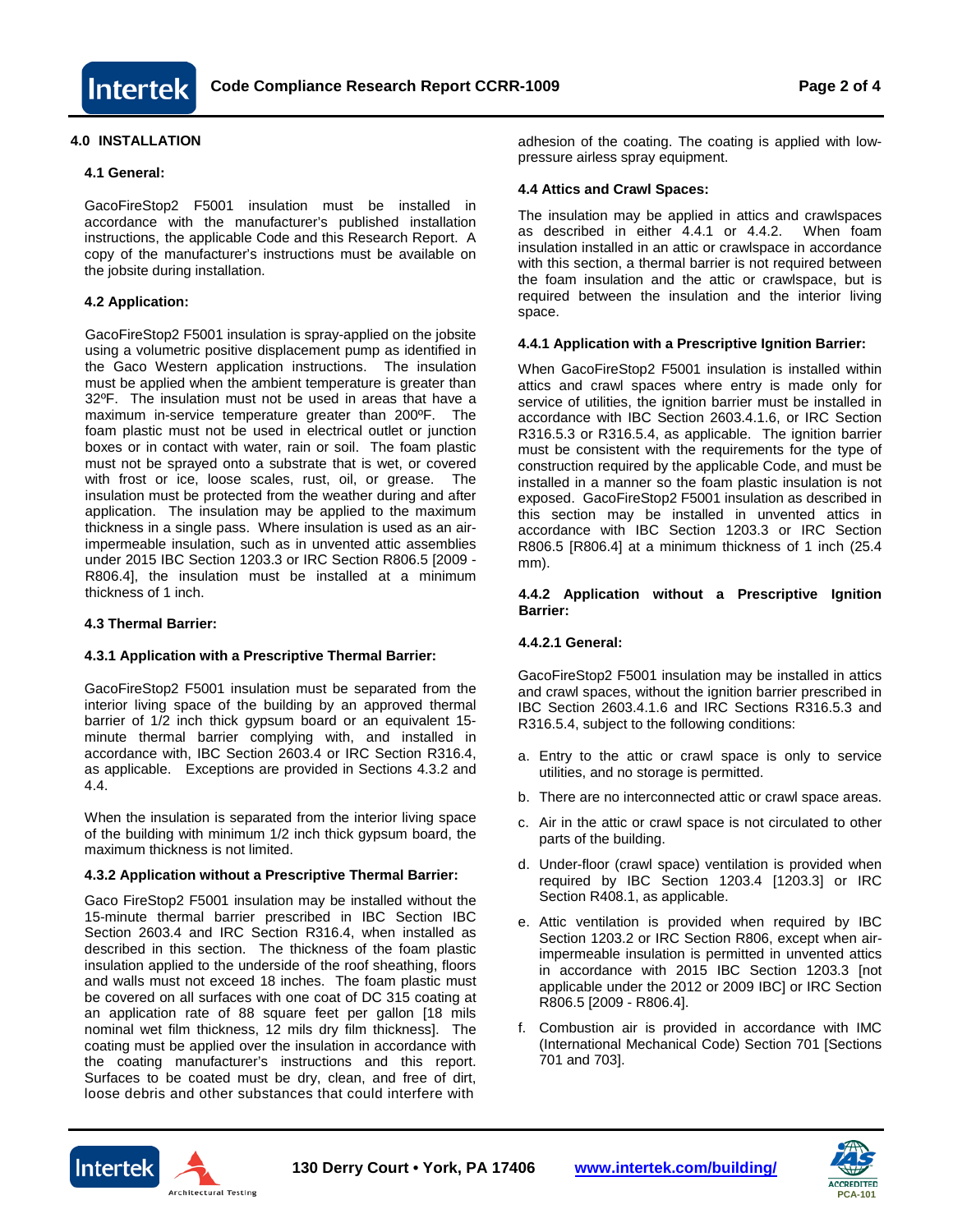## 4.0 INSTALLATION

### 4.1 General:

GacoFireStop2 F5001 insulation must be installed in accordance with the manufacturer's published installation instructions, the applicable Code and this Research Report. A copy of the manufacturer's instructions must be available on the jobsite during installation.

### 4.2 Application:

GacoFireStop2 F5001 insulation is spray-applied on the jobsite using a volumetric positive displacement pump as identified in the Gaco Western application instructions. The insulation must be applied when the ambient temperature is greater than 32ºF. The insulation must not be used in areas that have a maximum in-service temperature greater than 200ºF. The foam plastic must not be used in electrical outlet or junction boxes or in contact with water, rain or soil. The foam plastic must not be sprayed onto a substrate that is wet, or covered with frost or ice, loose scales, rust, oil, or grease. The insulation must be protected from the weather during and after application. The insulation may be applied to the maximum thickness in a single pass. Where insulation is used as an air-impermeable insulation, such as in unvented attic assemblies under 2015 IBC Section 1203.3 or IRC Section R806.5 [2009 - R806.4], the insulation must be installed at a minimum thickness of 1 inch.

### 4.3 Thermal Barrier:

#### 4.3.1 Application with a Prescriptive Thermal Barrier:

GacoFireStop2 F5001 insulation must be separated from the interior living space of the building by an approved thermal barrier of 1/2 inch thick gypsum board or an equivalent 15-minute thermal barrier complying with, and installed in accordance with, IBC Section 2603.4 or IRC Section R316.4, as applicable. Exceptions are provided in Sections 4.3.2 and 4.4.

When the insulation is separated from the interior living space of the building with minimum 1/2 inch thick gypsum board, the maximum thickness is not limited.

#### 4.3.2 Application without a Prescriptive Thermal Barrier:

Gaco FireStop2 F5001 insulation may be installed without the 15-minute thermal barrier prescribed in IBC Section IBC Section 2603.4 and IRC Section R316.4, when installed as described in this section. The thickness of the foam plastic insulation applied to the underside of the roof sheathing, floors and walls must not exceed 18 inches. The foam plastic must be covered on all surfaces with one coat of DC 315 coating at an application rate of 88 square feet per gallon [18 mils nominal wet film thickness, 12 mils dry film thickness]. The coating must be applied over the insulation in accordance with the coating manufacturer's instructions and this report. Surfaces to be coated must be dry, clean, and free of dirt, loose debris and other substances that could interfere with adhesion of the coating. The coating is applied with low-pressure airless spray equipment.

### 4.4 Attics and Crawl Spaces:

The insulation may be applied in attics and crawlspaces as described in either 4.4.1 or 4.4.2. When foam insulation installed in an attic or crawlspace in accordance with this section, a thermal barrier is not required between the foam insulation and the attic or crawlspace, but is required between the insulation and the interior living space.

#### 4.4.1 Application with a Prescriptive Ignition Barrier:

When GacoFireStop2 F5001 insulation is installed within attics and crawl spaces where entry is made only for service of utilities, the ignition barrier must be installed in accordance with IBC Section 2603.4.1.6, or IRC Section R316.5.3 or R316.5.4, as applicable. The ignition barrier must be consistent with the requirements for the type of construction required by the applicable Code, and must be installed in a manner so the foam plastic insulation is not exposed. GacoFireStop2 F5001 insulation as described in this section may be installed in unvented attics in accordance with IBC Section 1203.3 or IRC Section R806.5 [R806.4] at a minimum thickness of 1 inch (25.4 mm).

#### 4.4.2 Application without a Prescriptive Ignition Barrier:

##### 4.4.2.1 General:

GacoFireStop2 F5001 insulation may be installed in attics and crawl spaces, without the ignition barrier prescribed in IBC Section 2603.4.1.6 and IRC Sections R316.5.3 and R316.5.4, subject to the following conditions:

a. Entry to the attic or crawl space is only to service utilities, and no storage is permitted.

b. There are no interconnected attic or crawl space areas.

c. Air in the attic or crawl space is not circulated to other parts of the building.

d. Under-floor (crawl space) ventilation is provided when required by IBC Section 1203.4 [1203.3] or IRC Section R408.1, as applicable.

e. Attic ventilation is provided when required by IBC Section 1203.2 or IRC Section R806, except when air-impermeable insulation is permitted in unvented attics in accordance with 2015 IBC Section 1203.3 [not applicable under the 2012 or 2009 IBC] or IRC Section R806.5 [2009 - R806.4].

f. Combustion air is provided in accordance with IMC (International Mechanical Code) Section 701 [Sections 701 and 703].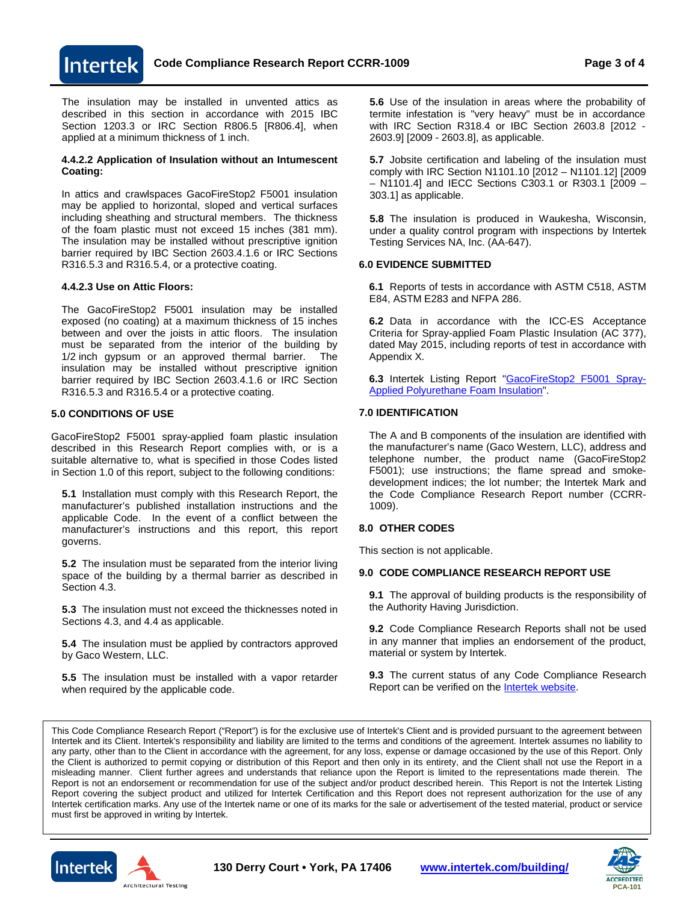The insulation may be installed in unvented attics as described in this section in accordance with 2015 IBC Section 1203.3 or IRC Section R806.5 [R806.4], when applied at a minimum thickness of 1 inch.

**4.4.2.2 Application of Insulation without an Intumescent Coating:**

In attics and crawlspaces GacoFireStop2 F5001 insulation may be applied to horizontal, sloped and vertical surfaces including sheathing and structural members. The thickness of the foam plastic must not exceed 15 inches (381 mm). The insulation may be installed without prescriptive ignition barrier required by IBC Section 2603.4.1.6 or IRC Sections R316.5.3 and R316.5.4, or a protective coating.

**4.4.2.3 Use on Attic Floors:**

The GacoFireStop2 F5001 insulation may be installed exposed (no coating) at a maximum thickness of 15 inches between and over the joists in attic floors. The insulation must be separated from the interior of the building by 1/2 inch gypsum or an approved thermal barrier. The insulation may be installed without prescriptive ignition barrier required by IBC Section 2603.4.1.6 or IRC Section R316.5.3 and R316.5.4 or a protective coating.

## 5.0 CONDITIONS OF USE

GacoFireStop2 F5001 spray-applied foam plastic insulation described in this Research Report complies with, or is a suitable alternative to, what is specified in those Codes listed in Section 1.0 of this report, subject to the following conditions:

**5.1** Installation must comply with this Research Report, the manufacturer's published installation instructions and the applicable Code. In the event of a conflict between the manufacturer's instructions and this report, this report governs.

**5.2** The insulation must be separated from the interior living space of the building by a thermal barrier as described in Section 4.3.

**5.3** The insulation must not exceed the thicknesses noted in Sections 4.3, and 4.4 as applicable.

**5.4** The insulation must be applied by contractors approved by Gaco Western, LLC.

**5.5** The insulation must be installed with a vapor retarder when required by the applicable code.

**5.6** Use of the insulation in areas where the probability of termite infestation is "very heavy" must be in accordance with IRC Section R318.4 or IBC Section 2603.8 [2012 - 2603.9] [2009 - 2603.8], as applicable.

**5.7** Jobsite certification and labeling of the insulation must comply with IRC Section N1101.10 [2012 – N1101.12] [2009 – N1101.4] and IECC Sections C303.1 or R303.1 [2009 – 303.1] as applicable.

**5.8** The insulation is produced in Waukesha, Wisconsin, under a quality control program with inspections by Intertek Testing Services NA, Inc. (AA-647).

## 6.0 EVIDENCE SUBMITTED

**6.1** Reports of tests in accordance with ASTM C518, ASTM E84, ASTM E283 and NFPA 286.

**6.2** Data in accordance with the ICC-ES Acceptance Criteria for Spray-applied Foam Plastic Insulation (AC 377), dated May 2015, including reports of test in accordance with Appendix X.

**6.3** Intertek Listing Report "GacoFireStop2 F5001 Spray-Applied Polyurethane Foam Insulation".

## 7.0 IDENTIFICATION

The A and B components of the insulation are identified with the manufacturer's name (Gaco Western, LLC), address and telephone number, the product name (GacoFireStop2 F5001); use instructions; the flame spread and smoke-development indices; the lot number; the Intertek Mark and the Code Compliance Research Report number (CCRR-1009).

## 8.0 OTHER CODES

This section is not applicable.

## 9.0 CODE COMPLIANCE RESEARCH REPORT USE

**9.1** The approval of building products is the responsibility of the Authority Having Jurisdiction.

**9.2** Code Compliance Research Reports shall not be used in any manner that implies an endorsement of the product, material or system by Intertek.

**9.3** The current status of any Code Compliance Research Report can be verified on the Intertek website.

This Code Compliance Research Report ("Report") is for the exclusive use of Intertek's Client and is provided pursuant to the agreement between Intertek and its Client. Intertek's responsibility and liability are limited to the terms and conditions of the agreement. Intertek assumes no liability to any party, other than to the Client in accordance with the agreement, for any loss, expense or damage occasioned by the use of this Report. Only the Client is authorized to permit copying or distribution of this Report and then only in its entirety, and the Client shall not use the Report in a misleading manner. Client further agrees and understands that reliance upon the Report is limited to the representations made therein. The Report is not an endorsement or recommendation for use of the subject and/or product described herein. This Report is not the Intertek Listing Report covering the subject product and utilized for Intertek Certification and this Report does not represent authorization for the use of any Intertek certification marks. Any use of the Intertek name or one of its marks for the sale or advertisement of the tested material, product or service must first be approved in writing by Intertek.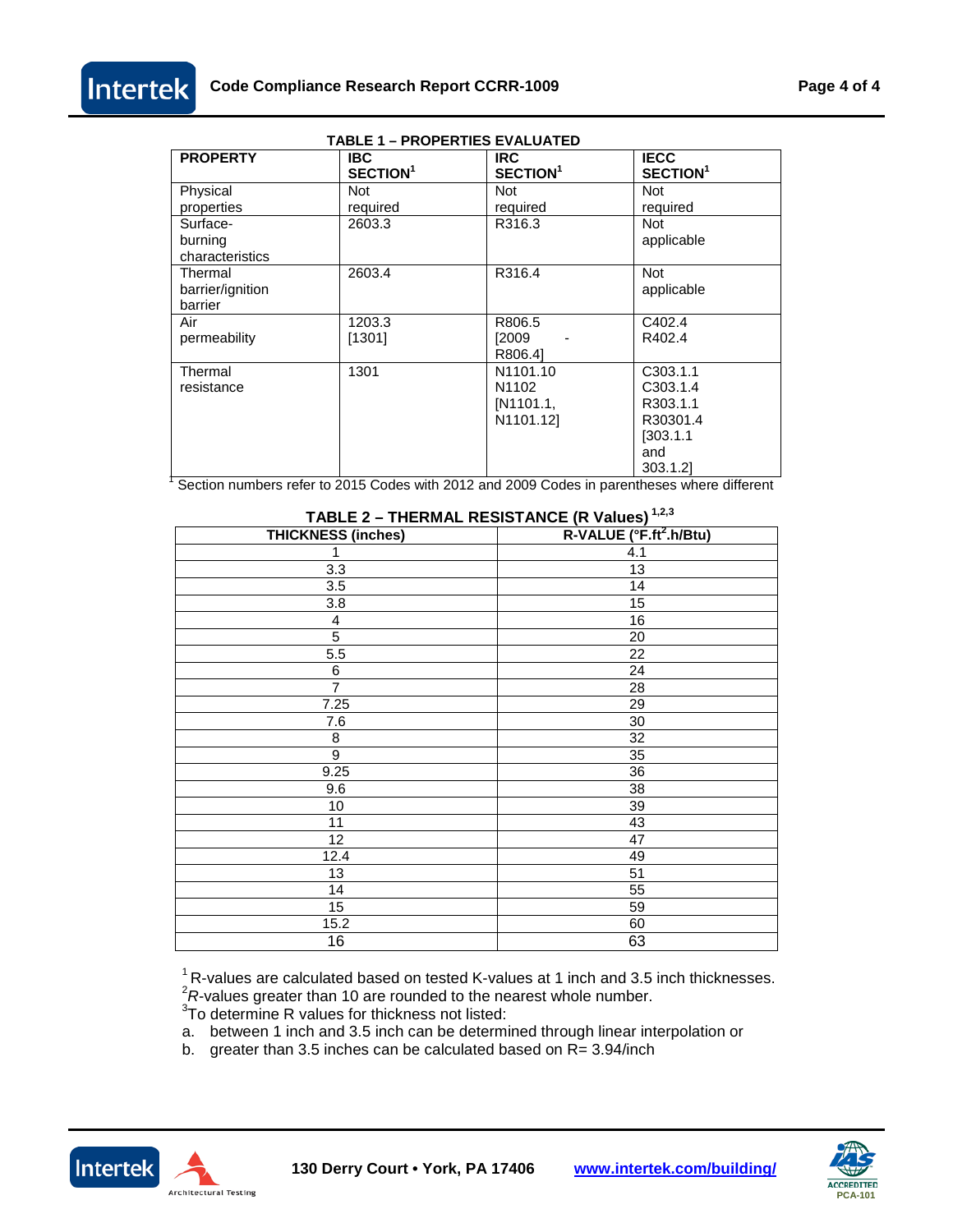**TABLE 1 – PROPERTIES EVALUATED**

| PROPERTY | IBC SECTION[1] | IRC SECTION[1] | IECC SECTION[1] |
|---|---|---|---|
| Physical properties | Not required | Not required | Not required |
| Surface-burning characteristics | 2603.3 | R316.3 | Not applicable |
| Thermal barrier/ignition barrier | 2603.4 | R316.4 | Not applicable |
| Air permeability | 1203.3 [1301] | R806.5 [2009 - R806.4] | C402.4 R402.4 |
| Thermal resistance | 1301 | N1101.10 N1102 [N1101.1, N1101.12] | C303.1.1 C303.1.4 R303.1.1 R30301.4 [303.1.1 and 303.1.2] |

[1] Section numbers refer to 2015 Codes with 2012 and 2009 Codes in parentheses where different

**TABLE 2 – THERMAL RESISTANCE (R Values) [1,2,3]**

| THICKNESS (inches) | R-VALUE (°F.ft$^2$.h/Btu) |
|---|---|
| 1 | 4.1 |
| 3.3 | 13 |
| 3.5 | 14 |
| 3.8 | 15 |
| 4 | 16 |
| 5 | 20 |
| 5.5 | 22 |
| 6 | 24 |
| 7 | 28 |
| 7.25 | 29 |
| 7.6 | 30 |
| 8 | 32 |
| 9 | 35 |
| 9.25 | 36 |
| 9.6 | 38 |
| 10 | 39 |
| 11 | 43 |
| 12 | 47 |
| 12.4 | 49 |
| 13 | 51 |
| 14 | 55 |
| 15 | 59 |
| 15.2 | 60 |
| 16 | 63 |

[1] R-values are calculated based on tested K-values at 1 inch and 3.5 inch thicknesses.
[2] *R*-values greater than 10 are rounded to the nearest whole number.
[3] To determine R values for thickness not listed:

a. between 1 inch and 3.5 inch can be determined through linear interpolation or
b. greater than 3.5 inches can be calculated based on R= 3.94/inch

130 Derry Court • York, PA 17406 www.intertek.com/building/